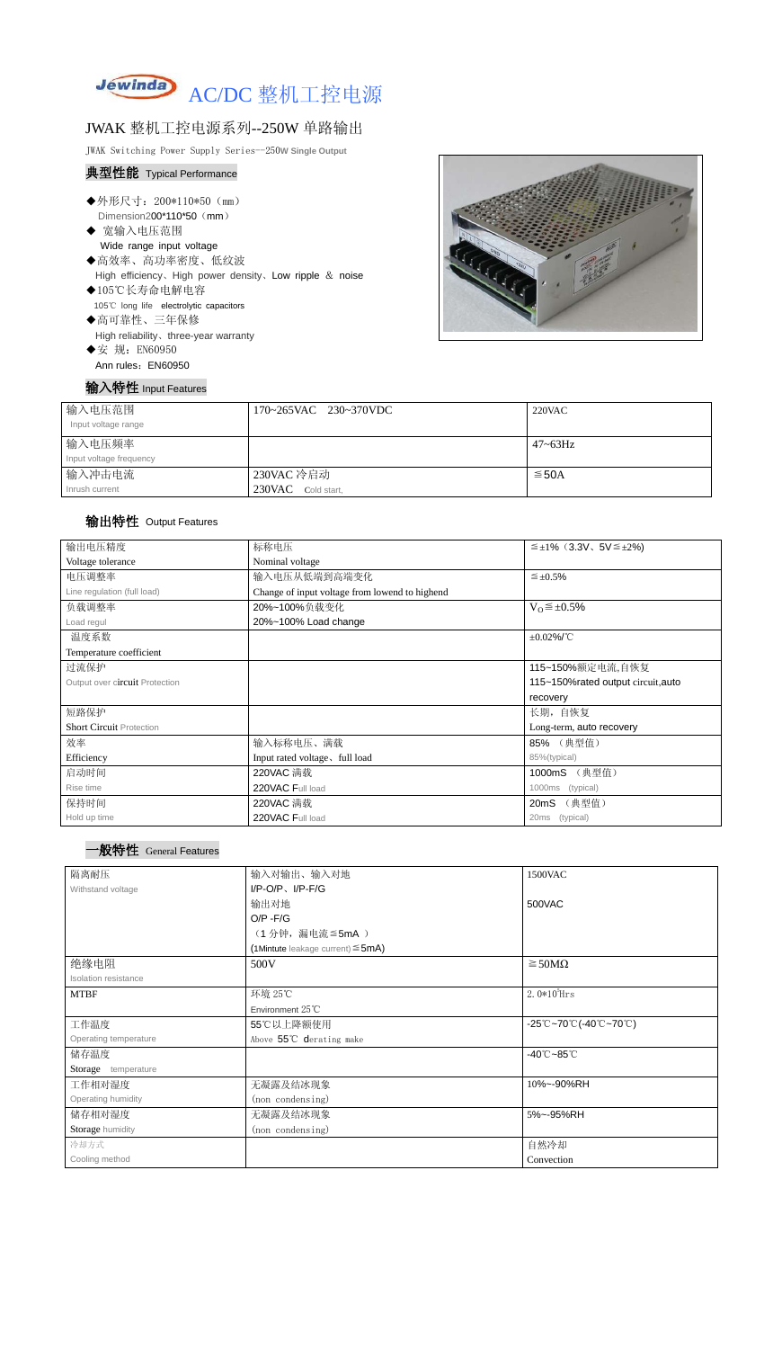# AC/DC 整机工控电源

## JWAK 整机工控电源系列--250W 单路输出

JWAK Switching Power Supply Series--250W Single Output

### 典型性能 Typical Performance

- ◆外形尺寸：200*110*50（mm）
  Dimension200*110*50（mm）
- ◆ 宽输入电压范围
  Wide range input voltage
- ◆高效率、高功率密度、低纹波
  High efficiency、High power density、Low ripple ＆ noise
- ◆105℃长寿命电解电容
  105℃ long life electrolytic capacitors
- ◆高可靠性、三年保修
  High reliability、three-year warranty
- ◆安 规：EN60950
  Ann rules：EN60950

### 输入特性 Input Features

| | | |
|---|---|---|
| 输入电压范围<br>Input voltage range | 170~265VAC 230~370VDC | 220VAC |
| 输入电压频率<br>Input voltage frequency | | 47~63Hz |
| 输入冲击电流<br>Inrush current | 230VAC 冷启动<br>230VAC Cold start, | ≦50A |

### 输出特性 Output Features

| | | |
|---|---|---|
| 输出电压精度<br>Voltage tolerance | 标称电压<br>Nominal voltage | ≦±1%（3.3V、5V≦±2%) |
| 电压调整率<br>Line regulation (full load) | 输入电压从低端到高端变化<br>Change of input voltage from lowend to highend | ≦±0.5% |
| 负载调整率<br>Load regul | 20%~100%负载变化<br>20%~100% Load change | $V_O$≦±0.5% |
| 温度系数<br>Temperature coefficient | | ±0.02%/℃ |
| 过流保护<br>Output over circuit Protection | | 115~150%额定电流,自恢复<br>115~150%rated output circuit,auto recovery |
| 短路保护<br>Short Circuit Protection | | 长期，自恢复<br>Long-term, auto recovery |
| 效率<br>Efficiency | 输入标称电压、满载<br>Input rated voltage、full load | 85% （典型值）<br>85%(typical) |
| 启动时间<br>Rise time | 220VAC 满载<br>220VAC Full load | 1000mS （典型值）<br>1000ms (typical) |
| 保持时间<br>Hold up time | 220VAC 满载<br>220VAC Full load | 20mS （典型值）<br>20ms (typical) |

### 一般特性 General Features

| | | |
|---|---|---|
| 隔离耐压<br>Withstand voltage | 输入对输出、输入对地<br>I/P-O/P、I/P-F/G | 1500VAC |
| | 输出对地<br>O/P -F/G | 500VAC |
| | （1 分钟，漏电流≦5mA ）<br>(1Mintute leakage current)≦5mA) | |
| 绝缘电阻<br>Isolation resistance | 500V | ≧50MΩ |
| MTBF | 环境 25℃<br>Environment 25℃ | $2.0*10^5$Hrs |
| 工作温度<br>Operating temperature | 55℃以上降额使用<br>Above 55℃ derating make | -25℃~70℃(-40℃~70℃) |
| 储存温度<br>Storage temperature | | -40℃~85℃ |
| 工作相对湿度<br>Operating humidity | 无凝露及结冰现象<br>(non condensing) | 10%~-90%RH |
| 储存相对湿度<br>Storage humidity | 无凝露及结冰现象<br>(non condensing) | 5%~-95%RH |
| 冷却方式<br>Cooling method | | 自然冷却<br>Convection |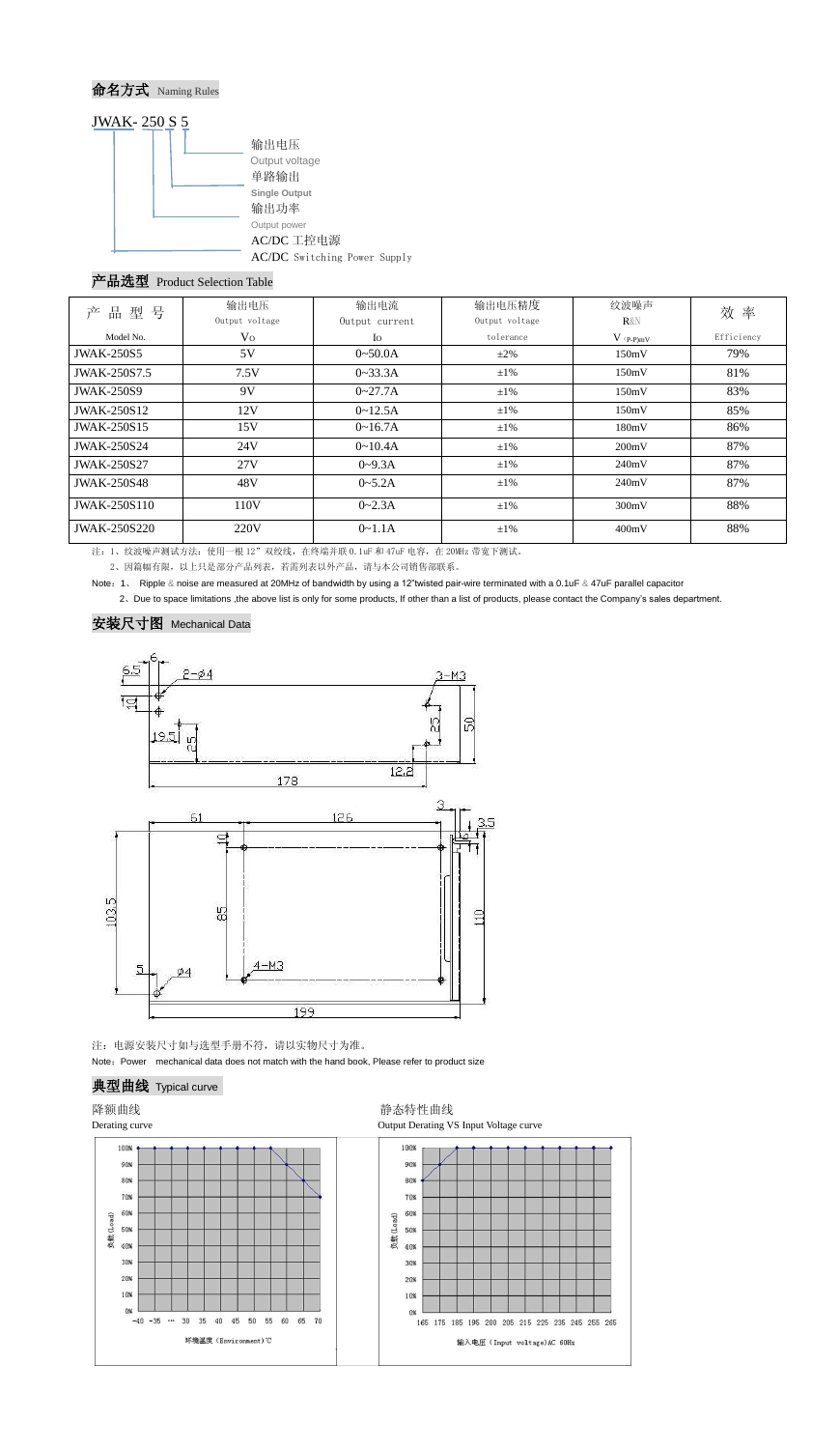## 命名方式 Naming Rules

JWAK- 250 S 5

- 输出电压 Output voltage
- 单路输出 Single Output
- 输出功率 Output power
- AC/DC 工控电源 AC/DC Switching Power Supply

## 产品选型 Product Selection Table

| 产 品 型 号 Model No. | 输出电压 Output voltage Vo | 输出电流 Output current Io | 输出电压精度 Output voltage tolerance | 纹波噪声 R&N V (P-P)mV | 效 率 Efficiency |
|---|---|---|---|---|---|
| JWAK-250S5 | 5V | 0~50.0A | ±2% | 150mV | 79% |
| JWAK-250S7.5 | 7.5V | 0~33.3A | ±1% | 150mV | 81% |
| JWAK-250S9 | 9V | 0~27.7A | ±1% | 150mV | 83% |
| JWAK-250S12 | 12V | 0~12.5A | ±1% | 150mV | 85% |
| JWAK-250S15 | 15V | 0~16.7A | ±1% | 180mV | 86% |
| JWAK-250S24 | 24V | 0~10.4A | ±1% | 200mV | 87% |
| JWAK-250S27 | 27V | 0~9.3A | ±1% | 240mV | 87% |
| JWAK-250S48 | 48V | 0~5.2A | ±1% | 240mV | 87% |
| JWAK-250S110 | 110V | 0~2.3A | ±1% | 300mV | 88% |
| JWAK-250S220 | 220V | 0~1.1A | ±1% | 400mV | 88% |

注：1、纹波噪声测试方法：使用一根 12" 双绞线，在终端并联 0.1uF 和 47uF 电容，在 20MHz 带宽下测试。

2、因篇幅有限，以上只是部分产品列表，若需列表以外产品，请与本公司销售部联系。

Note：1、 Ripple & noise are measured at 20MHz of bandwidth by using a 12"twisted pair-wire terminated with a 0.1uF & 47uF parallel capacitor

2、Due to space limitations ,the above list is only for some products, If other than a list of products, please contact the Company's sales department.

## 安装尺寸图 Mechanical Data

6.5 6 2-Φ4 3-M3 10 19.5 25 25 50 12.2 178

61 126 3 3.5 10 6 103.5 85 110 5 Φ4 4-M3 199

注：电源安装尺寸如与选型手册不符，请以实物尺寸为准。

Note：Power mechanical data does not match with the hand book, Please refer to product size

## 典型曲线 Typical curve

降额曲线

Derating curve

100% 90% 80% 70% 60% 50% 40% 30% 20% 10% 0%

负载 (Load)

-40 -35 ··· 30 35 40 45 50 55 60 65 70

环境温度 (Environment)℃

静态特性曲线

Output Derating VS Input Voltage curve

100% 90% 80% 70% 60% 50% 40% 30% 20% 10% 0%

负载 (Load)

165 175 185 195 200 205 215 225 235 245 255 265

输入电压 (Input voltage)AC 60Hz